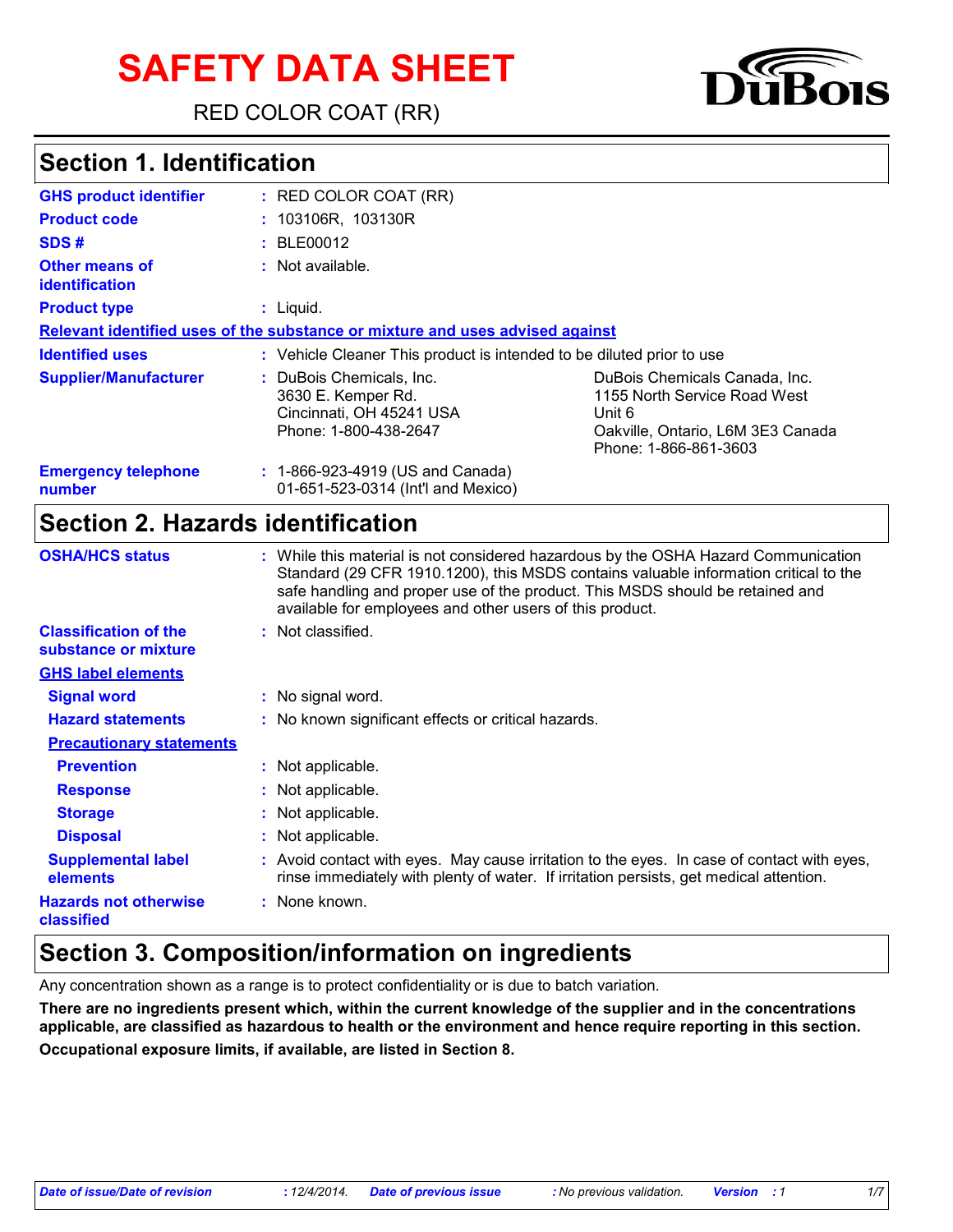# SAFETY DATA SHEET

RED COLOR COAT (RR)

DuBois

## Section 1. Identification

| | |
|---|---|
| **GHS product identifier** | : RED COLOR COAT (RR) |
| **Product code** | : 103106R, 103130R |
| **SDS #** | : BLE00012 |
| **Other means of identification** | : Not available. |
| **Product type** | : Liquid. |

**Relevant identified uses of the substance or mixture and uses advised against**

| | | |
|---|---|---|
| **Identified uses** | : Vehicle Cleaner This product is intended to be diluted prior to use | |
| **Supplier/Manufacturer** | : DuBois Chemicals, Inc.<br>3630 E. Kemper Rd.<br>Cincinnati, OH 45241 USA<br>Phone: 1-800-438-2647 | DuBois Chemicals Canada, Inc.<br>1155 North Service Road West<br>Unit 6<br>Oakville, Ontario, L6M 3E3 Canada<br>Phone: 1-866-861-3603 |
| **Emergency telephone number** | : 1-866-923-4919 (US and Canada)<br>01-651-523-0314 (Int'l and Mexico) | |

## Section 2. Hazards identification

| | |
|---|---|
| **OSHA/HCS status** | : While this material is not considered hazardous by the OSHA Hazard Communication Standard (29 CFR 1910.1200), this MSDS contains valuable information critical to the safe handling and proper use of the product. This MSDS should be retained and available for employees and other users of this product. |
| **Classification of the substance or mixture** | : Not classified. |

**GHS label elements**

| | |
|---|---|
| **Signal word** | : No signal word. |
| **Hazard statements** | : No known significant effects or critical hazards. |

**Precautionary statements**

| | |
|---|---|
| **Prevention** | : Not applicable. |
| **Response** | : Not applicable. |
| **Storage** | : Not applicable. |
| **Disposal** | : Not applicable. |
| **Supplemental label elements** | : Avoid contact with eyes. May cause irritation to the eyes. In case of contact with eyes, rinse immediately with plenty of water. If irritation persists, get medical attention. |
| **Hazards not otherwise classified** | : None known. |

## Section 3. Composition/information on ingredients

Any concentration shown as a range is to protect confidentiality or is due to batch variation.

**There are no ingredients present which, within the current knowledge of the supplier and in the concentrations applicable, are classified as hazardous to health or the environment and hence require reporting in this section.**

**Occupational exposure limits, if available, are listed in Section 8.**

*Date of issue/Date of revision* : 12/4/2014. *Date of previous issue* : No previous validation. *Version* : 1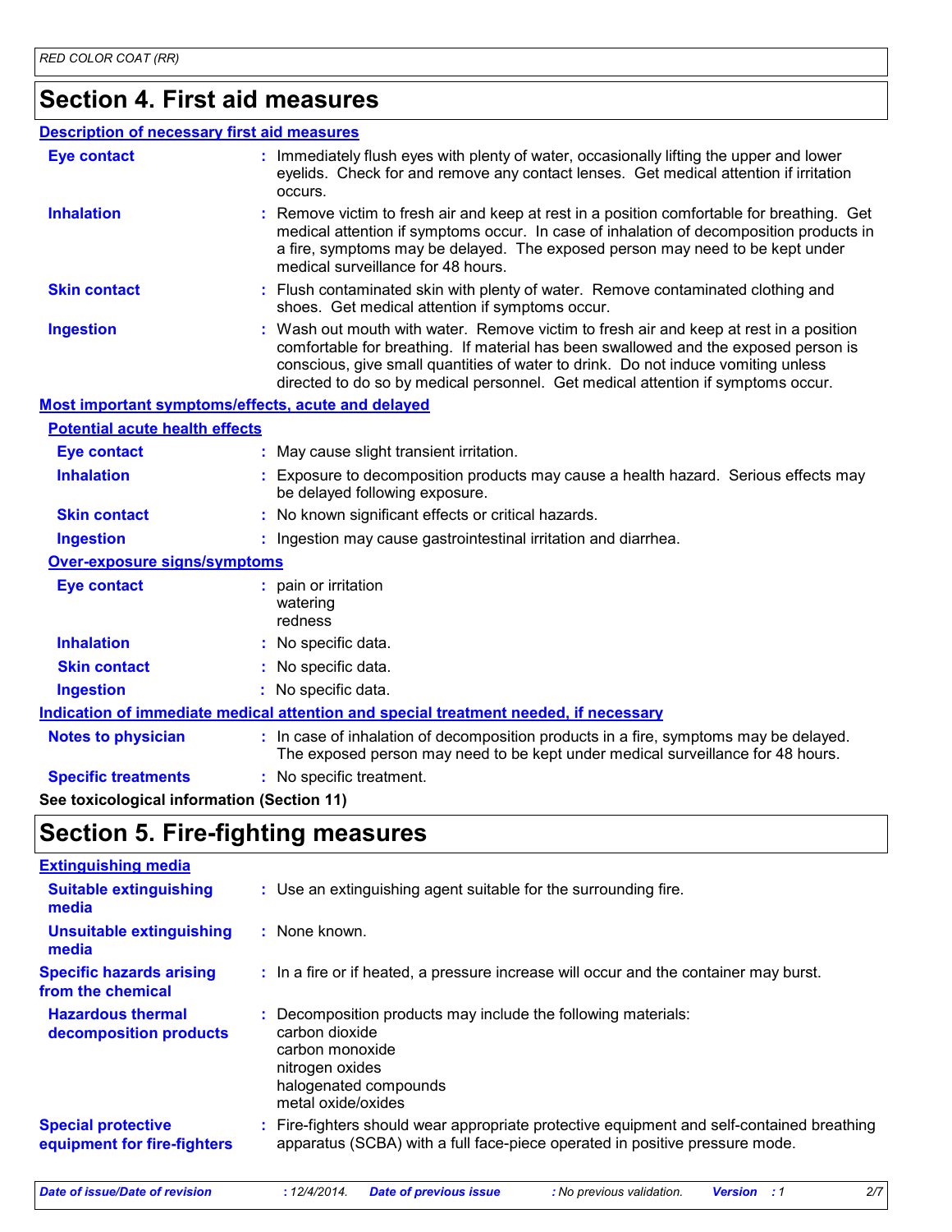# Section 4. First aid measures

### Description of necessary first aid measures

| | |
|---|---|
| **Eye contact** | Immediately flush eyes with plenty of water, occasionally lifting the upper and lower eyelids. Check for and remove any contact lenses. Get medical attention if irritation occurs. |
| **Inhalation** | Remove victim to fresh air and keep at rest in a position comfortable for breathing. Get medical attention if symptoms occur. In case of inhalation of decomposition products in a fire, symptoms may be delayed. The exposed person may need to be kept under medical surveillance for 48 hours. |
| **Skin contact** | Flush contaminated skin with plenty of water. Remove contaminated clothing and shoes. Get medical attention if symptoms occur. |
| **Ingestion** | Wash out mouth with water. Remove victim to fresh air and keep at rest in a position comfortable for breathing. If material has been swallowed and the exposed person is conscious, give small quantities of water to drink. Do not induce vomiting unless directed to do so by medical personnel. Get medical attention if symptoms occur. |

### Most important symptoms/effects, acute and delayed

#### Potential acute health effects

| | |
|---|---|
| **Eye contact** | May cause slight transient irritation. |
| **Inhalation** | Exposure to decomposition products may cause a health hazard. Serious effects may be delayed following exposure. |
| **Skin contact** | No known significant effects or critical hazards. |
| **Ingestion** | Ingestion may cause gastrointestinal irritation and diarrhea. |

#### Over-exposure signs/symptoms

| | |
|---|---|
| **Eye contact** | pain or irritation<br>watering<br>redness |
| **Inhalation** | No specific data. |
| **Skin contact** | No specific data. |
| **Ingestion** | No specific data. |

### Indication of immediate medical attention and special treatment needed, if necessary

| | |
|---|---|
| **Notes to physician** | In case of inhalation of decomposition products in a fire, symptoms may be delayed. The exposed person may need to be kept under medical surveillance for 48 hours. |
| **Specific treatments** | No specific treatment. |

**See toxicological information (Section 11)**

# Section 5. Fire-fighting measures

### Extinguishing media

| | |
|---|---|
| **Suitable extinguishing media** | Use an extinguishing agent suitable for the surrounding fire. |
| **Unsuitable extinguishing media** | None known. |
| **Specific hazards arising from the chemical** | In a fire or if heated, a pressure increase will occur and the container may burst. |
| **Hazardous thermal decomposition products** | Decomposition products may include the following materials:<br>carbon dioxide<br>carbon monoxide<br>nitrogen oxides<br>halogenated compounds<br>metal oxide/oxides |
| **Special protective equipment for fire-fighters** | Fire-fighters should wear appropriate protective equipment and self-contained breathing apparatus (SCBA) with a full face-piece operated in positive pressure mode. |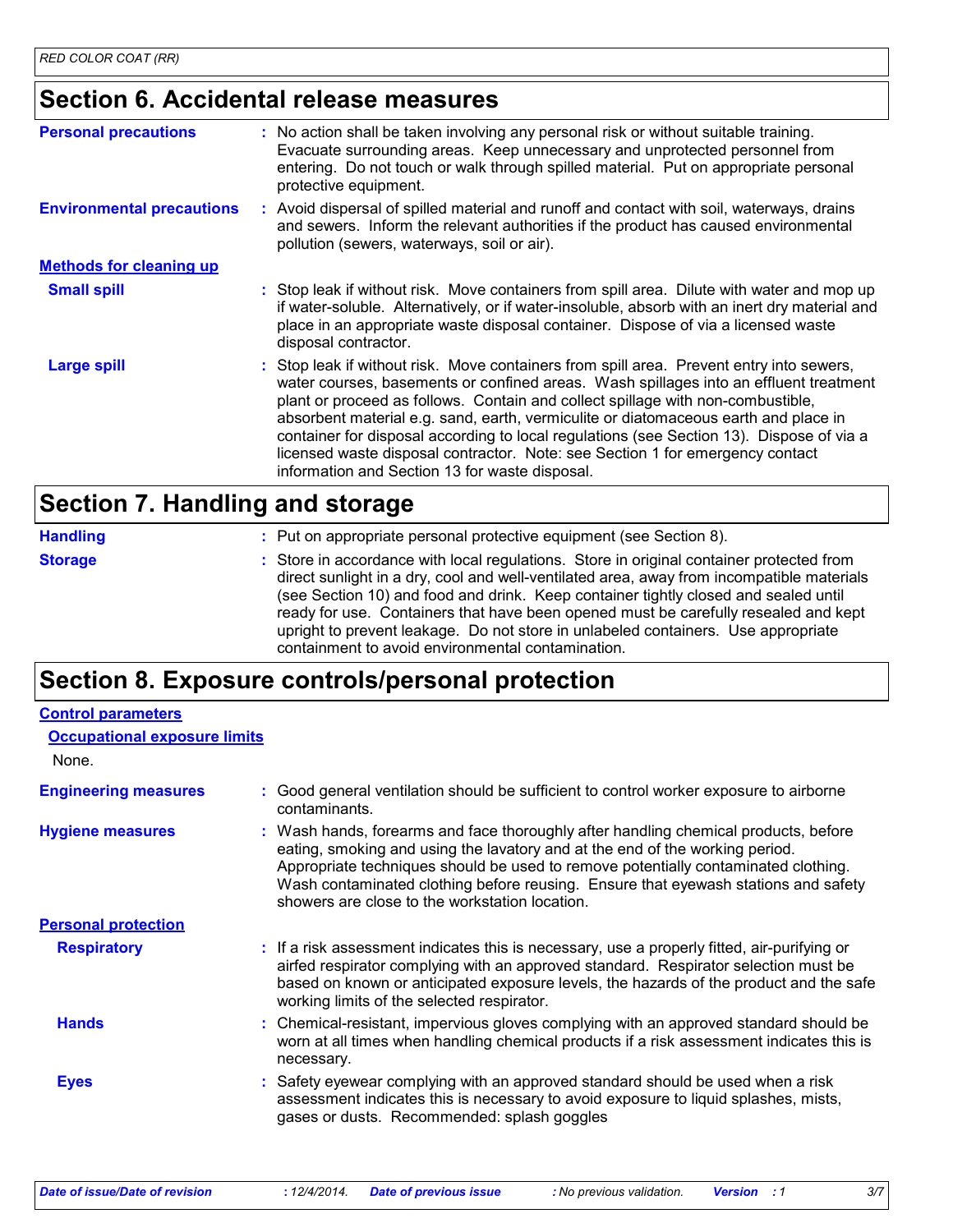## Section 6. Accidental release measures

**Personal precautions** : No action shall be taken involving any personal risk or without suitable training. Evacuate surrounding areas. Keep unnecessary and unprotected personnel from entering. Do not touch or walk through spilled material. Put on appropriate personal protective equipment.

**Environmental precautions** : Avoid dispersal of spilled material and runoff and contact with soil, waterways, drains and sewers. Inform the relevant authorities if the product has caused environmental pollution (sewers, waterways, soil or air).

### Methods for cleaning up

**Small spill** : Stop leak if without risk. Move containers from spill area. Dilute with water and mop up if water-soluble. Alternatively, or if water-insoluble, absorb with an inert dry material and place in an appropriate waste disposal container. Dispose of via a licensed waste disposal contractor.

**Large spill** : Stop leak if without risk. Move containers from spill area. Prevent entry into sewers, water courses, basements or confined areas. Wash spillages into an effluent treatment plant or proceed as follows. Contain and collect spillage with non-combustible, absorbent material e.g. sand, earth, vermiculite or diatomaceous earth and place in container for disposal according to local regulations (see Section 13). Dispose of via a licensed waste disposal contractor. Note: see Section 1 for emergency contact information and Section 13 for waste disposal.

## Section 7. Handling and storage

**Handling** : Put on appropriate personal protective equipment (see Section 8).

**Storage** : Store in accordance with local regulations. Store in original container protected from direct sunlight in a dry, cool and well-ventilated area, away from incompatible materials (see Section 10) and food and drink. Keep container tightly closed and sealed until ready for use. Containers that have been opened must be carefully resealed and kept upright to prevent leakage. Do not store in unlabeled containers. Use appropriate containment to avoid environmental contamination.

## Section 8. Exposure controls/personal protection

### Control parameters

#### Occupational exposure limits

None.

**Engineering measures** : Good general ventilation should be sufficient to control worker exposure to airborne contaminants.

**Hygiene measures** : Wash hands, forearms and face thoroughly after handling chemical products, before eating, smoking and using the lavatory and at the end of the working period. Appropriate techniques should be used to remove potentially contaminated clothing. Wash contaminated clothing before reusing. Ensure that eyewash stations and safety showers are close to the workstation location.

### Personal protection

**Respiratory** : If a risk assessment indicates this is necessary, use a properly fitted, air-purifying or airfed respirator complying with an approved standard. Respirator selection must be based on known or anticipated exposure levels, the hazards of the product and the safe working limits of the selected respirator.

**Hands** : Chemical-resistant, impervious gloves complying with an approved standard should be worn at all times when handling chemical products if a risk assessment indicates this is necessary.

**Eyes** : Safety eyewear complying with an approved standard should be used when a risk assessment indicates this is necessary to avoid exposure to liquid splashes, mists, gases or dusts. Recommended: splash goggles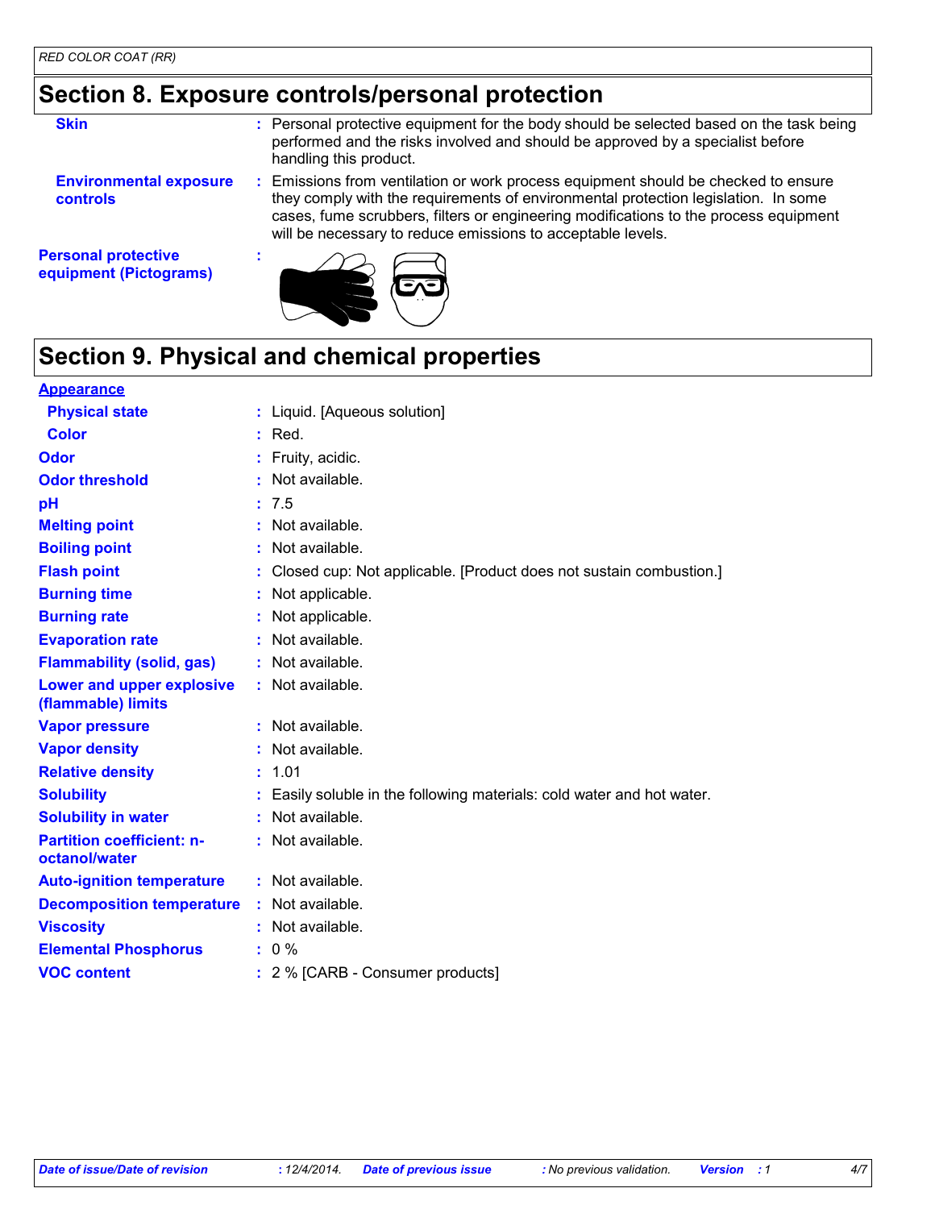## Section 8. Exposure controls/personal protection

| | | |
|---|---|---|
| **Skin** | : | Personal protective equipment for the body should be selected based on the task being performed and the risks involved and should be approved by a specialist before handling this product. |
| **Environmental exposure controls** | : | Emissions from ventilation or work process equipment should be checked to ensure they comply with the requirements of environmental protection legislation. In some cases, fume scrubbers, filters or engineering modifications to the process equipment will be necessary to reduce emissions to acceptable levels. |
| **Personal protective equipment (Pictograms)** | : | |

## Section 9. Physical and chemical properties

| | | |
|---|---|---|
| **Appearance** | | |
| **Physical state** | : | Liquid. [Aqueous solution] |
| **Color** | : | Red. |
| **Odor** | : | Fruity, acidic. |
| **Odor threshold** | : | Not available. |
| **pH** | : | 7.5 |
| **Melting point** | : | Not available. |
| **Boiling point** | : | Not available. |
| **Flash point** | : | Closed cup: Not applicable. [Product does not sustain combustion.] |
| **Burning time** | : | Not applicable. |
| **Burning rate** | : | Not applicable. |
| **Evaporation rate** | : | Not available. |
| **Flammability (solid, gas)** | : | Not available. |
| **Lower and upper explosive (flammable) limits** | : | Not available. |
| **Vapor pressure** | : | Not available. |
| **Vapor density** | : | Not available. |
| **Relative density** | : | 1.01 |
| **Solubility** | : | Easily soluble in the following materials: cold water and hot water. |
| **Solubility in water** | : | Not available. |
| **Partition coefficient: n-octanol/water** | : | Not available. |
| **Auto-ignition temperature** | : | Not available. |
| **Decomposition temperature** | : | Not available. |
| **Viscosity** | : | Not available. |
| **Elemental Phosphorus** | : | 0 % |
| **VOC content** | : | 2 % [CARB - Consumer products] |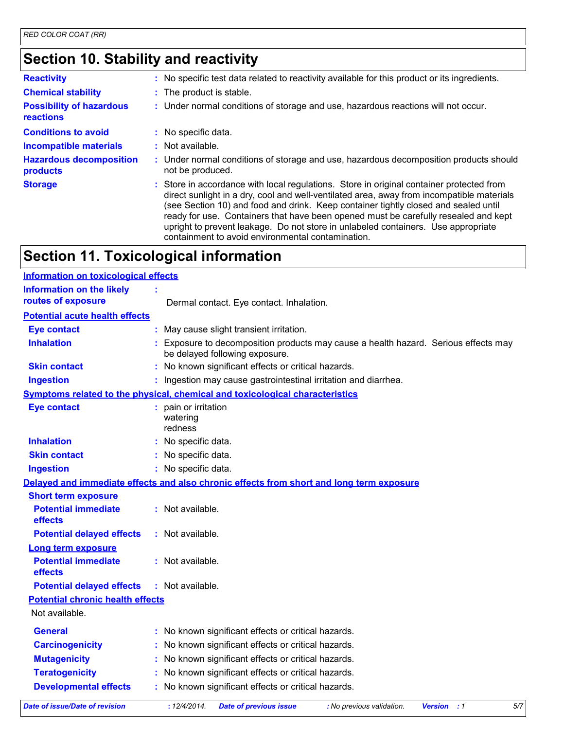## Section 10. Stability and reactivity

**Reactivity** : No specific test data related to reactivity available for this product or its ingredients.

**Chemical stability** : The product is stable.

**Possibility of hazardous reactions** : Under normal conditions of storage and use, hazardous reactions will not occur.

**Conditions to avoid** : No specific data.

**Incompatible materials** : Not available.

**Hazardous decomposition products** : Under normal conditions of storage and use, hazardous decomposition products should not be produced.

**Storage** : Store in accordance with local regulations. Store in original container protected from direct sunlight in a dry, cool and well-ventilated area, away from incompatible materials (see Section 10) and food and drink. Keep container tightly closed and sealed until ready for use. Containers that have been opened must be carefully resealed and kept upright to prevent leakage. Do not store in unlabeled containers. Use appropriate containment to avoid environmental contamination.

## Section 11. Toxicological information

**Information on toxicological effects**

**Information on the likely routes of exposure** : Dermal contact. Eye contact. Inhalation.

**Potential acute health effects**

**Eye contact** : May cause slight transient irritation.

**Inhalation** : Exposure to decomposition products may cause a health hazard. Serious effects may be delayed following exposure.

**Skin contact** : No known significant effects or critical hazards.

**Ingestion** : Ingestion may cause gastrointestinal irritation and diarrhea.

**Symptoms related to the physical, chemical and toxicological characteristics**

**Eye contact** : pain or irritation
watering
redness

**Inhalation** : No specific data.

**Skin contact** : No specific data.

**Ingestion** : No specific data.

**Delayed and immediate effects and also chronic effects from short and long term exposure**

**Short term exposure**

**Potential immediate effects** : Not available.

**Potential delayed effects** : Not available.

**Long term exposure**

**Potential immediate effects** : Not available.

**Potential delayed effects** : Not available.

**Potential chronic health effects**

Not available.

**General** : No known significant effects or critical hazards.

**Carcinogenicity** : No known significant effects or critical hazards.

**Mutagenicity** : No known significant effects or critical hazards.

**Teratogenicity** : No known significant effects or critical hazards.

**Developmental effects** : No known significant effects or critical hazards.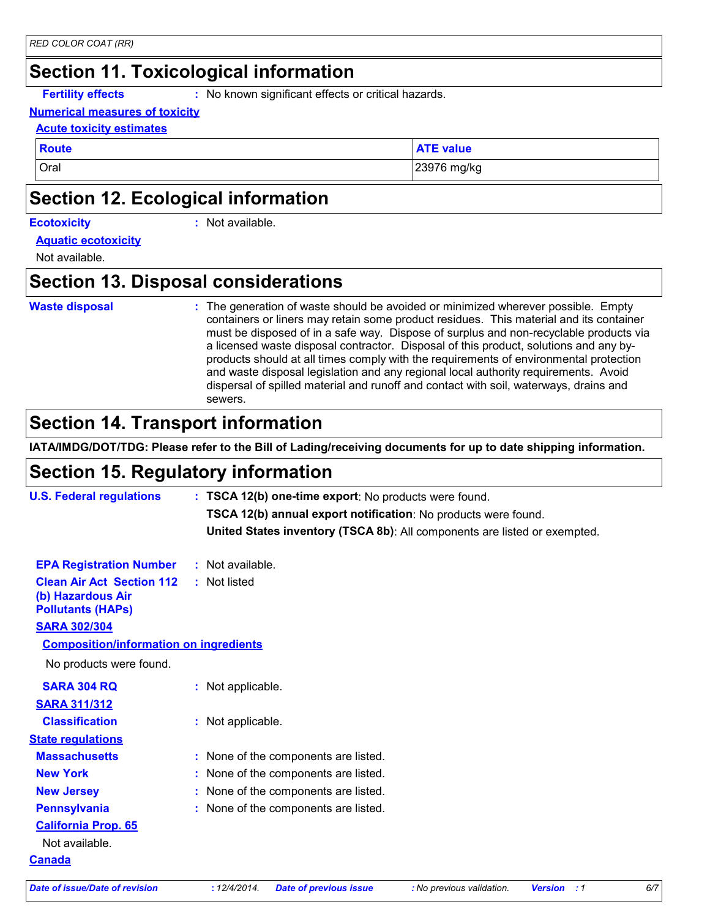## Section 11. Toxicological information

**Fertility effects** : No known significant effects or critical hazards.

**Numerical measures of toxicity**

**Acute toxicity estimates**

| Route | ATE value |
|---|---|
| Oral | 23976 mg/kg |

## Section 12. Ecological information

**Ecotoxicity** : Not available.

**Aquatic ecotoxicity**

Not available.

## Section 13. Disposal considerations

**Waste disposal** : The generation of waste should be avoided or minimized wherever possible. Empty containers or liners may retain some product residues. This material and its container must be disposed of in a safe way. Dispose of surplus and non-recyclable products via a licensed waste disposal contractor. Disposal of this product, solutions and any by-products should at all times comply with the requirements of environmental protection and waste disposal legislation and any regional local authority requirements. Avoid dispersal of spilled material and runoff and contact with soil, waterways, drains and sewers.

## Section 14. Transport information

**IATA/IMDG/DOT/TDG: Please refer to the Bill of Lading/receiving documents for up to date shipping information.**

## Section 15. Regulatory information

**U.S. Federal regulations** : **TSCA 12(b) one-time export**: No products were found.

**TSCA 12(b) annual export notification**: No products were found.

**United States inventory (TSCA 8b)**: All components are listed or exempted.

**EPA Registration Number** : Not available.

**Clean Air Act Section 112 (b) Hazardous Air Pollutants (HAPs)** : Not listed

**SARA 302/304**

**Composition/information on ingredients**

No products were found.

**SARA 304 RQ** : Not applicable.

**SARA 311/312**

**Classification** : Not applicable.

**State regulations**

**Massachusetts** : None of the components are listed.

**New York** : None of the components are listed.

**New Jersey** : None of the components are listed.

**Pennsylvania** : None of the components are listed.

**California Prop. 65**

Not available.

**Canada**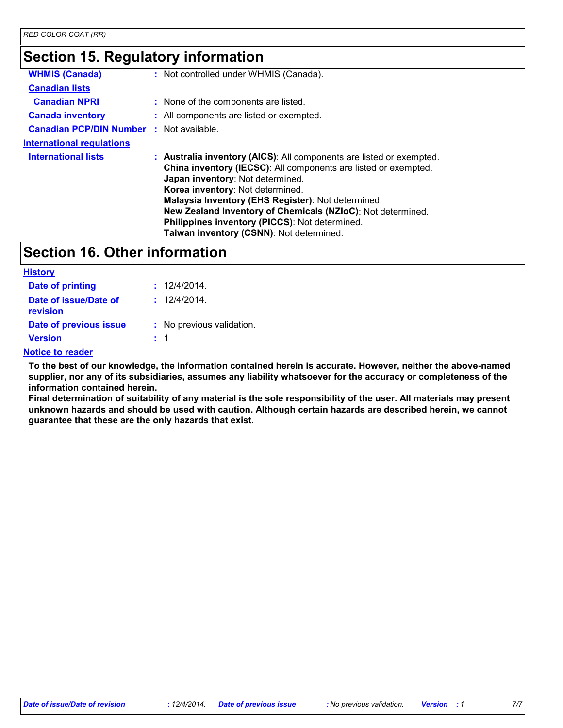## Section 15. Regulatory information

**WHMIS (Canada)** : Not controlled under WHMIS (Canada).

**Canadian lists**

**Canadian NPRI** : None of the components are listed.

**Canada inventory** : All components are listed or exempted.

**Canadian PCP/DIN Number** : Not available.

**International regulations**

**International lists** :
**Australia inventory (AICS)**: All components are listed or exempted.
**China inventory (IECSC)**: All components are listed or exempted.
**Japan inventory**: Not determined.
**Korea inventory**: Not determined.
**Malaysia Inventory (EHS Register)**: Not determined.
**New Zealand Inventory of Chemicals (NZIoC)**: Not determined.
**Philippines inventory (PICCS)**: Not determined.
**Taiwan inventory (CSNN)**: Not determined.

## Section 16. Other information

**History**

**Date of printing** : 12/4/2014.

**Date of issue/Date of revision** : 12/4/2014.

**Date of previous issue** : No previous validation.

**Version** : 1

**Notice to reader**

**To the best of our knowledge, the information contained herein is accurate. However, neither the above-named supplier, nor any of its subsidiaries, assumes any liability whatsoever for the accuracy or completeness of the information contained herein.**

**Final determination of suitability of any material is the sole responsibility of the user. All materials may present unknown hazards and should be used with caution. Although certain hazards are described herein, we cannot guarantee that these are the only hazards that exist.**